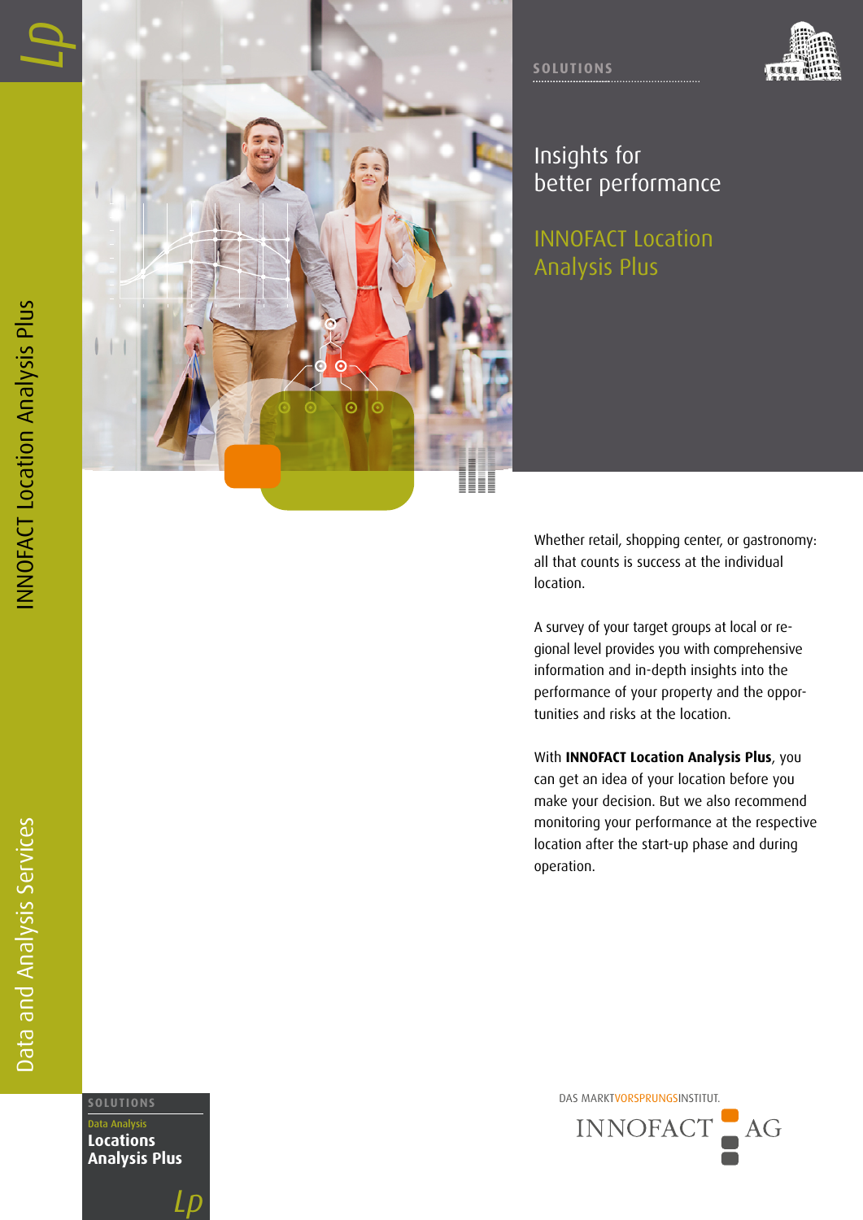SOLUTIONS

# Insights for better performance

## INNOFACT Location Analysis Plus

Whether retail, shopping center, or gastronomy: all that counts is success at the individual location.

A survey of your target groups at local or regional level provides you with comprehensive information and in-depth insights into the performance of your property and the opportunities and risks at the location.

With **INNOFACT Location Analysis Plus**, you can get an idea of your location before you make your decision. But we also recommend monitoring your performance at the respective location after the start-up phase and during operation.

INNOFACT Location Analysis Plus

Data and Analysis Services

SOLUTIONS

Data Analysis

**Locations Analysis Plus**

DAS MARKTVORSPRUNGSINSTITUT.

INNOFACT AG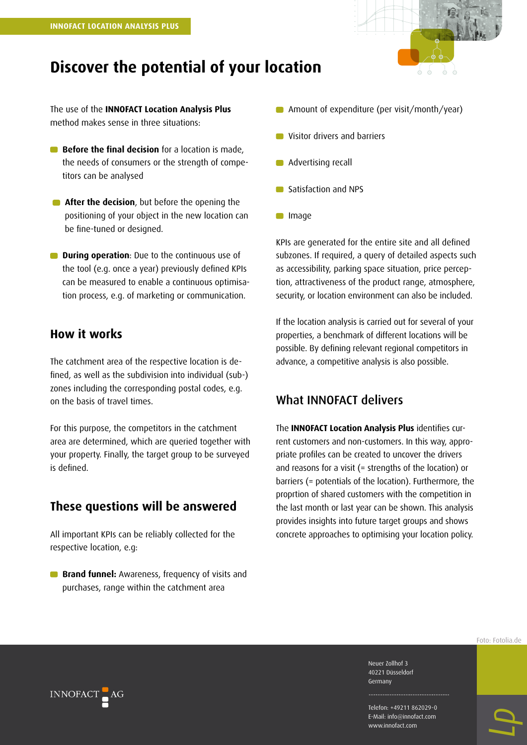# Discover the potential of your location

The use of the **INNOFACT Location Analysis Plus** method makes sense in three situations:

- **Before the final decision** for a location is made, the needs of consumers or the strength of competitors can be analysed
- **After the decision**, but before the opening the positioning of your object in the new location can be fine-tuned or designed.
- **During operation**: Due to the continuous use of the tool (e.g. once a year) previously defined KPIs can be measured to enable a continuous optimisation process, e.g. of marketing or communication.

## How it works

The catchment area of the respective location is defined, as well as the subdivision into individual (sub-) zones including the corresponding postal codes, e.g. on the basis of travel times.

For this purpose, the competitors in the catchment area are determined, which are queried together with your property. Finally, the target group to be surveyed is defined.

## These questions will be answered

All important KPIs can be reliably collected for the respective location, e.g:

- **Brand funnel:** Awareness, frequency of visits and purchases, range within the catchment area
- Amount of expenditure (per visit/month/year)
- Visitor drivers and barriers
- Advertising recall
- Satisfaction and NPS
- Image

KPIs are generated for the entire site and all defined subzones. If required, a query of detailed aspects such as accessibility, parking space situation, price perception, attractiveness of the product range, atmosphere, security, or location environment can also be included.

If the location analysis is carried out for several of your properties, a benchmark of different locations will be possible. By defining relevant regional competitors in advance, a competitive analysis is also possible.

## What INNOFACT delivers

The **INNOFACT Location Analysis Plus** identifies current customers and non-customers. In this way, appropriate profiles can be created to uncover the drivers and reasons for a visit (= strengths of the location) or barriers (= potentials of the location). Furthermore, the proprtion of shared customers with the competition in the last month or last year can be shown. This analysis provides insights into future target groups and shows concrete approaches to optimising your location policy.

Foto: Fotolia.de

INNOFACT AG

Neuer Zollhof 3
40221 Düsseldorf
Germany

Telefon: +49211 862029-0
E-Mail: info@innofact.com
www.innofact.com